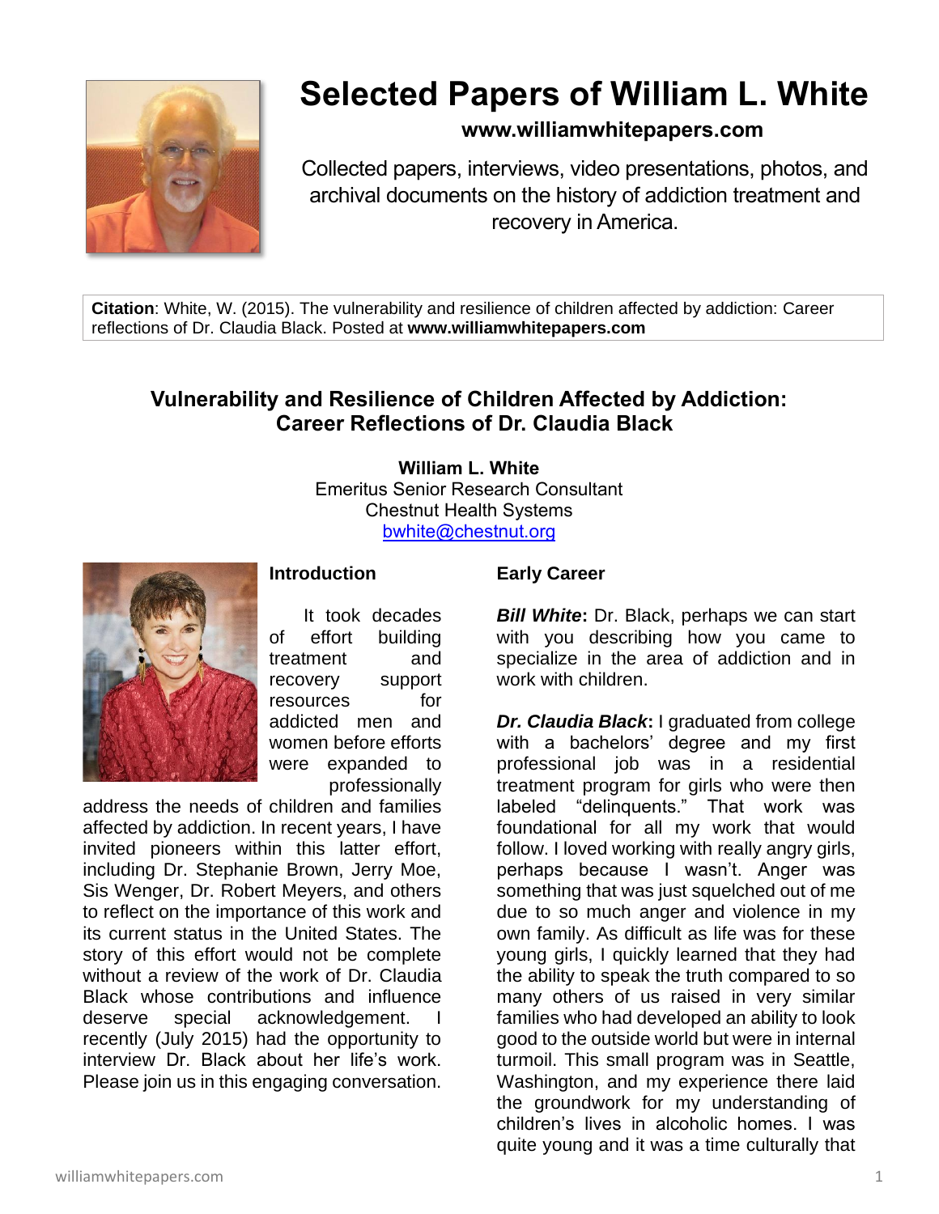# Selected Papers of William L. White

**www.williamwhitepapers.com**

Collected papers, interviews, video presentations, photos, and archival documents on the history of addiction treatment and recovery in America.

**Citation**: White, W. (2015). The vulnerability and resilience of children affected by addiction: Career reflections of Dr. Claudia Black. Posted at **www.williamwhitepapers.com**

## Vulnerability and Resilience of Children Affected by Addiction: Career Reflections of Dr. Claudia Black

**William L. White**
Emeritus Senior Research Consultant
Chestnut Health Systems
bwhite@chestnut.org

### Introduction

It took decades of effort building treatment and recovery support resources for addicted men and women before efforts were expanded to professionally address the needs of children and families affected by addiction. In recent years, I have invited pioneers within this latter effort, including Dr. Stephanie Brown, Jerry Moe, Sis Wenger, Dr. Robert Meyers, and others to reflect on the importance of this work and its current status in the United States. The story of this effort would not be complete without a review of the work of Dr. Claudia Black whose contributions and influence deserve special acknowledgement. I recently (July 2015) had the opportunity to interview Dr. Black about her life's work. Please join us in this engaging conversation.

### Early Career

***Bill White***: Dr. Black, perhaps we can start with you describing how you came to specialize in the area of addiction and in work with children.

***Dr. Claudia Black***: I graduated from college with a bachelors' degree and my first professional job was in a residential treatment program for girls who were then labeled "delinquents." That work was foundational for all my work that would follow. I loved working with really angry girls, perhaps because I wasn't. Anger was something that was just squelched out of me due to so much anger and violence in my own family. As difficult as life was for these young girls, I quickly learned that they had the ability to speak the truth compared to so many others of us raised in very similar families who had developed an ability to look good to the outside world but were in internal turmoil. This small program was in Seattle, Washington, and my experience there laid the groundwork for my understanding of children's lives in alcoholic homes. I was quite young and it was a time culturally that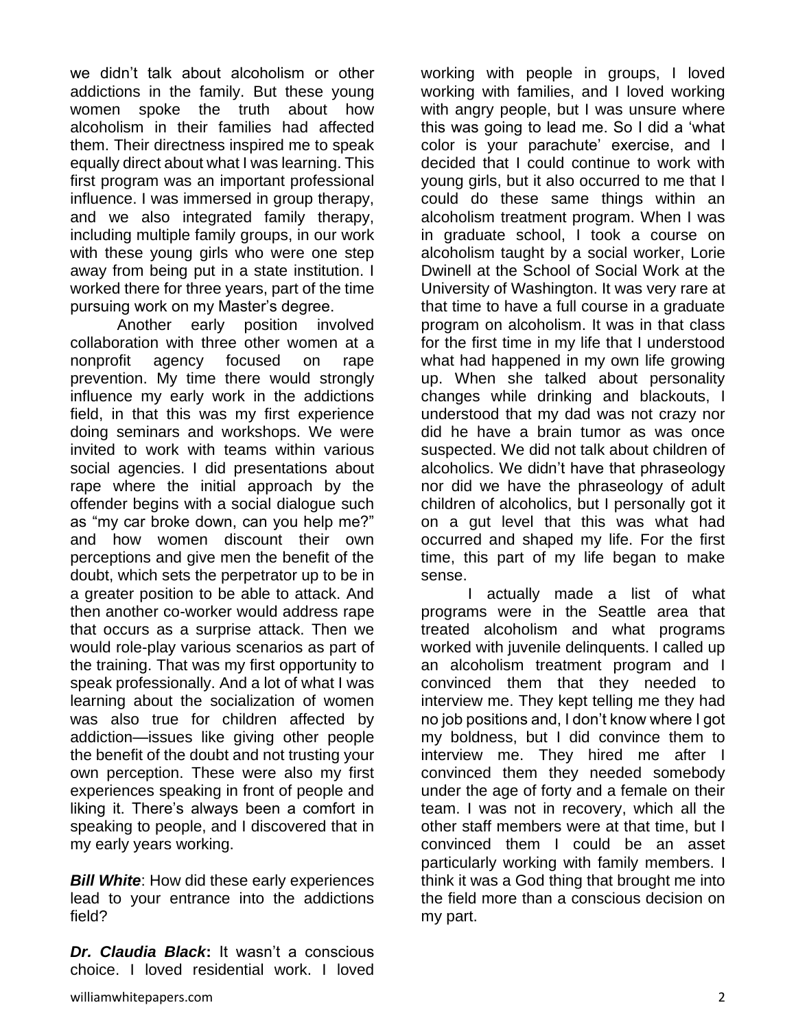we didn't talk about alcoholism or other addictions in the family. But these young women spoke the truth about how alcoholism in their families had affected them. Their directness inspired me to speak equally direct about what I was learning. This first program was an important professional influence. I was immersed in group therapy, and we also integrated family therapy, including multiple family groups, in our work with these young girls who were one step away from being put in a state institution. I worked there for three years, part of the time pursuing work on my Master's degree.

Another early position involved collaboration with three other women at a nonprofit agency focused on rape prevention. My time there would strongly influence my early work in the addictions field, in that this was my first experience doing seminars and workshops. We were invited to work with teams within various social agencies. I did presentations about rape where the initial approach by the offender begins with a social dialogue such as "my car broke down, can you help me?" and how women discount their own perceptions and give men the benefit of the doubt, which sets the perpetrator up to be in a greater position to be able to attack. And then another co-worker would address rape that occurs as a surprise attack. Then we would role-play various scenarios as part of the training. That was my first opportunity to speak professionally. And a lot of what I was learning about the socialization of women was also true for children affected by addiction—issues like giving other people the benefit of the doubt and not trusting your own perception. These were also my first experiences speaking in front of people and liking it. There's always been a comfort in speaking to people, and I discovered that in my early years working.

***Bill White***: How did these early experiences lead to your entrance into the addictions field?

***Dr. Claudia Black*:** It wasn't a conscious choice. I loved residential work. I loved working with people in groups, I loved working with families, and I loved working with angry people, but I was unsure where this was going to lead me. So I did a 'what color is your parachute' exercise, and I decided that I could continue to work with young girls, but it also occurred to me that I could do these same things within an alcoholism treatment program. When I was in graduate school, I took a course on alcoholism taught by a social worker, Lorie Dwinell at the School of Social Work at the University of Washington. It was very rare at that time to have a full course in a graduate program on alcoholism. It was in that class for the first time in my life that I understood what had happened in my own life growing up. When she talked about personality changes while drinking and blackouts, I understood that my dad was not crazy nor did he have a brain tumor as was once suspected. We did not talk about children of alcoholics. We didn't have that phraseology nor did we have the phraseology of adult children of alcoholics, but I personally got it on a gut level that this was what had occurred and shaped my life. For the first time, this part of my life began to make sense.

I actually made a list of what programs were in the Seattle area that treated alcoholism and what programs worked with juvenile delinquents. I called up an alcoholism treatment program and I convinced them that they needed to interview me. They kept telling me they had no job positions and, I don't know where I got my boldness, but I did convince them to interview me. They hired me after I convinced them they needed somebody under the age of forty and a female on their team. I was not in recovery, which all the other staff members were at that time, but I convinced them I could be an asset particularly working with family members. I think it was a God thing that brought me into the field more than a conscious decision on my part.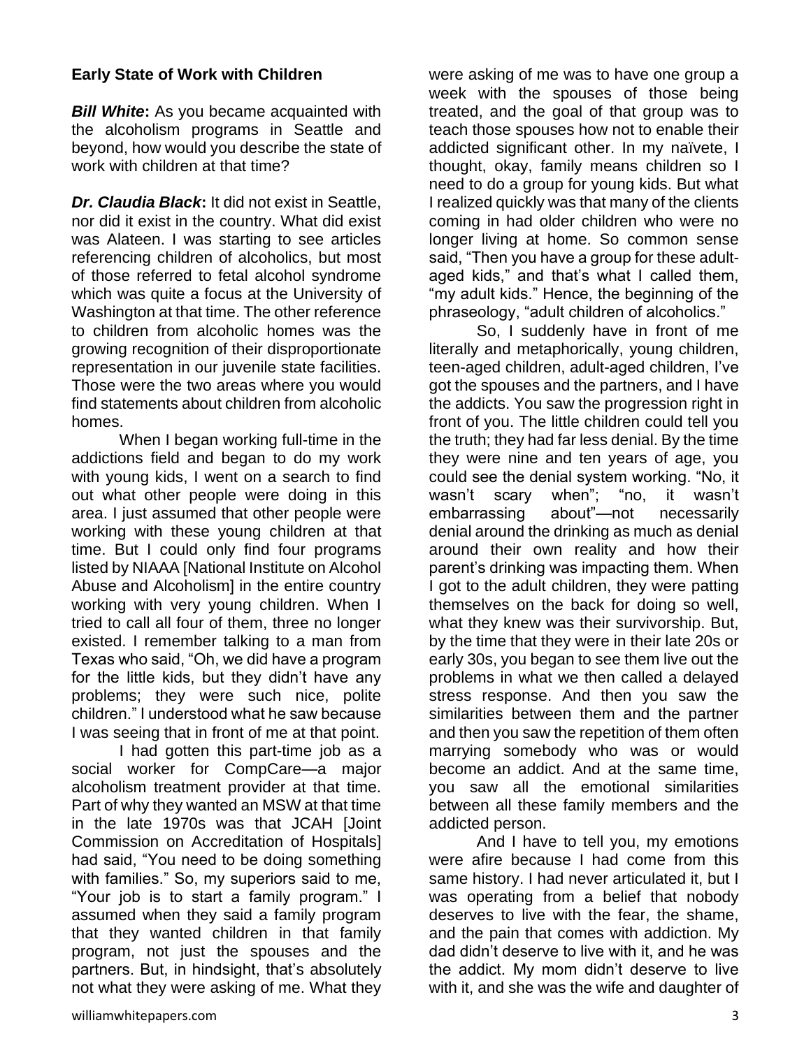**Early State of Work with Children**

***Bill White*:** As you became acquainted with the alcoholism programs in Seattle and beyond, how would you describe the state of work with children at that time?

***Dr. Claudia Black*:** It did not exist in Seattle, nor did it exist in the country. What did exist was Alateen. I was starting to see articles referencing children of alcoholics, but most of those referred to fetal alcohol syndrome which was quite a focus at the University of Washington at that time. The other reference to children from alcoholic homes was the growing recognition of their disproportionate representation in our juvenile state facilities. Those were the two areas where you would find statements about children from alcoholic homes.

When I began working full-time in the addictions field and began to do my work with young kids, I went on a search to find out what other people were doing in this area. I just assumed that other people were working with these young children at that time. But I could only find four programs listed by NIAAA [National Institute on Alcohol Abuse and Alcoholism] in the entire country working with very young children. When I tried to call all four of them, three no longer existed. I remember talking to a man from Texas who said, "Oh, we did have a program for the little kids, but they didn't have any problems; they were such nice, polite children." I understood what he saw because I was seeing that in front of me at that point.

I had gotten this part-time job as a social worker for CompCare—a major alcoholism treatment provider at that time. Part of why they wanted an MSW at that time in the late 1970s was that JCAH [Joint Commission on Accreditation of Hospitals] had said, "You need to be doing something with families." So, my superiors said to me, "Your job is to start a family program." I assumed when they said a family program that they wanted children in that family program, not just the spouses and the partners. But, in hindsight, that's absolutely not what they were asking of me. What they were asking of me was to have one group a week with the spouses of those being treated, and the goal of that group was to teach those spouses how not to enable their addicted significant other. In my naïvete, I thought, okay, family means children so I need to do a group for young kids. But what I realized quickly was that many of the clients coming in had older children who were no longer living at home. So common sense said, "Then you have a group for these adult-aged kids," and that's what I called them, "my adult kids." Hence, the beginning of the phraseology, "adult children of alcoholics."

So, I suddenly have in front of me literally and metaphorically, young children, teen-aged children, adult-aged children, I've got the spouses and the partners, and I have the addicts. You saw the progression right in front of you. The little children could tell you the truth; they had far less denial. By the time they were nine and ten years of age, you could see the denial system working. "No, it wasn't scary when"; "no, it wasn't embarrassing about"—not necessarily denial around the drinking as much as denial around their own reality and how their parent's drinking was impacting them. When I got to the adult children, they were patting themselves on the back for doing so well, what they knew was their survivorship. But, by the time that they were in their late 20s or early 30s, you began to see them live out the problems in what we then called a delayed stress response. And then you saw the similarities between them and the partner and then you saw the repetition of them often marrying somebody who was or would become an addict. And at the same time, you saw all the emotional similarities between all these family members and the addicted person.

And I have to tell you, my emotions were afire because I had come from this same history. I had never articulated it, but I was operating from a belief that nobody deserves to live with the fear, the shame, and the pain that comes with addiction. My dad didn't deserve to live with it, and he was the addict. My mom didn't deserve to live with it, and she was the wife and daughter of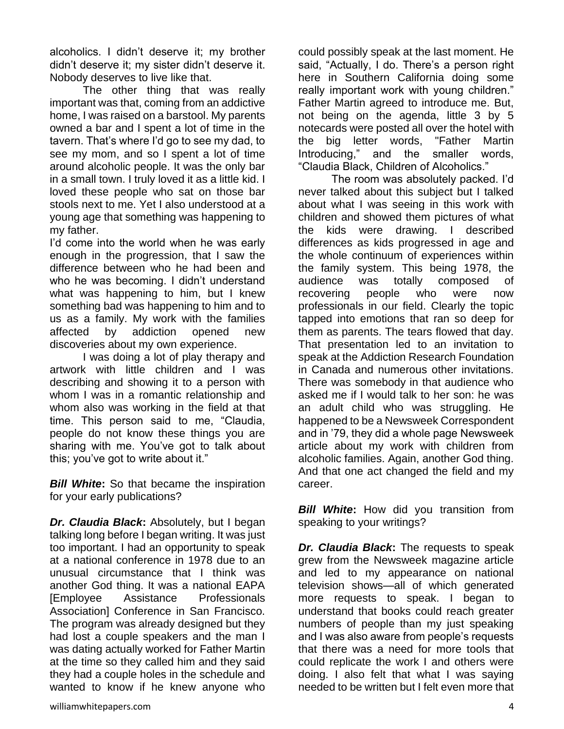alcoholics. I didn't deserve it; my brother didn't deserve it; my sister didn't deserve it. Nobody deserves to live like that.

The other thing that was really important was that, coming from an addictive home, I was raised on a barstool. My parents owned a bar and I spent a lot of time in the tavern. That's where I'd go to see my dad, to see my mom, and so I spent a lot of time around alcoholic people. It was the only bar in a small town. I truly loved it as a little kid. I loved these people who sat on those bar stools next to me. Yet I also understood at a young age that something was happening to my father.

I'd come into the world when he was early enough in the progression, that I saw the difference between who he had been and who he was becoming. I didn't understand what was happening to him, but I knew something bad was happening to him and to us as a family. My work with the families affected by addiction opened new discoveries about my own experience.

I was doing a lot of play therapy and artwork with little children and I was describing and showing it to a person with whom I was in a romantic relationship and whom also was working in the field at that time. This person said to me, "Claudia, people do not know these things you are sharing with me. You've got to talk about this; you've got to write about it."

***Bill White*:** So that became the inspiration for your early publications?

***Dr. Claudia Black*:** Absolutely, but I began talking long before I began writing. It was just too important. I had an opportunity to speak at a national conference in 1978 due to an unusual circumstance that I think was another God thing. It was a national EAPA [Employee Assistance Professionals Association] Conference in San Francisco. The program was already designed but they had lost a couple speakers and the man I was dating actually worked for Father Martin at the time so they called him and they said they had a couple holes in the schedule and wanted to know if he knew anyone who could possibly speak at the last moment. He said, "Actually, I do. There's a person right here in Southern California doing some really important work with young children." Father Martin agreed to introduce me. But, not being on the agenda, little 3 by 5 notecards were posted all over the hotel with the big letter words, "Father Martin Introducing," and the smaller words, "Claudia Black, Children of Alcoholics."

The room was absolutely packed. I'd never talked about this subject but I talked about what I was seeing in this work with children and showed them pictures of what the kids were drawing. I described differences as kids progressed in age and the whole continuum of experiences within the family system. This being 1978, the audience was totally composed of recovering people who were now professionals in our field. Clearly the topic tapped into emotions that ran so deep for them as parents. The tears flowed that day. That presentation led to an invitation to speak at the Addiction Research Foundation in Canada and numerous other invitations. There was somebody in that audience who asked me if I would talk to her son: he was an adult child who was struggling. He happened to be a Newsweek Correspondent and in '79, they did a whole page Newsweek article about my work with children from alcoholic families. Again, another God thing. And that one act changed the field and my career.

***Bill White*:** How did you transition from speaking to your writings?

***Dr. Claudia Black*:** The requests to speak grew from the Newsweek magazine article and led to my appearance on national television shows—all of which generated more requests to speak. I began to understand that books could reach greater numbers of people than my just speaking and I was also aware from people's requests that there was a need for more tools that could replicate the work I and others were doing. I also felt that what I was saying needed to be written but I felt even more that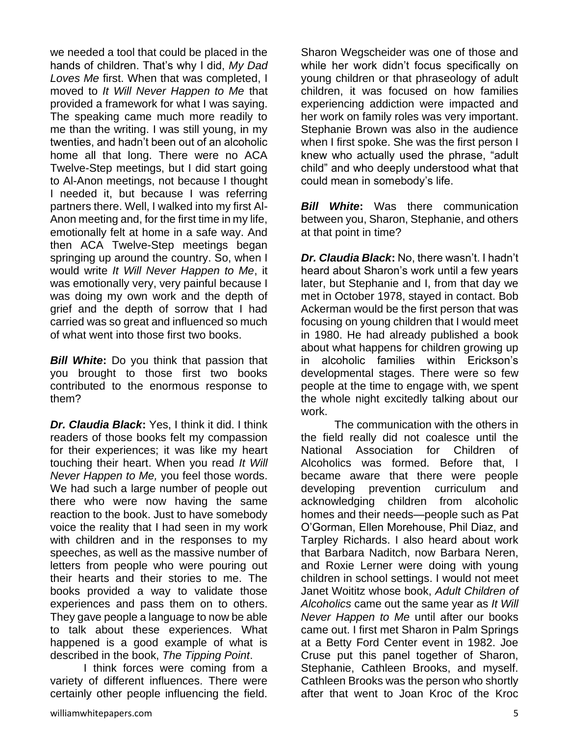we needed a tool that could be placed in the hands of children. That's why I did, *My Dad Loves Me* first. When that was completed, I moved to *It Will Never Happen to Me* that provided a framework for what I was saying. The speaking came much more readily to me than the writing. I was still young, in my twenties, and hadn't been out of an alcoholic home all that long. There were no ACA Twelve-Step meetings, but I did start going to Al-Anon meetings, not because I thought I needed it, but because I was referring partners there. Well, I walked into my first Al-Anon meeting and, for the first time in my life, emotionally felt at home in a safe way. And then ACA Twelve-Step meetings began springing up around the country. So, when I would write *It Will Never Happen to Me*, it was emotionally very, very painful because I was doing my own work and the depth of grief and the depth of sorrow that I had carried was so great and influenced so much of what went into those first two books.

***Bill White*:** Do you think that passion that you brought to those first two books contributed to the enormous response to them?

***Dr. Claudia Black*:** Yes, I think it did. I think readers of those books felt my compassion for their experiences; it was like my heart touching their heart. When you read *It Will Never Happen to Me,* you feel those words. We had such a large number of people out there who were now having the same reaction to the book. Just to have somebody voice the reality that I had seen in my work with children and in the responses to my speeches, as well as the massive number of letters from people who were pouring out their hearts and their stories to me. The books provided a way to validate those experiences and pass them on to others. They gave people a language to now be able to talk about these experiences. What happened is a good example of what is described in the book, *The Tipping Point*.

I think forces were coming from a variety of different influences. There were certainly other people influencing the field. Sharon Wegscheider was one of those and while her work didn't focus specifically on young children or that phraseology of adult children, it was focused on how families experiencing addiction were impacted and her work on family roles was very important. Stephanie Brown was also in the audience when I first spoke. She was the first person I knew who actually used the phrase, "adult child" and who deeply understood what that could mean in somebody's life.

***Bill White*:** Was there communication between you, Sharon, Stephanie, and others at that point in time?

***Dr. Claudia Black*:** No, there wasn't. I hadn't heard about Sharon's work until a few years later, but Stephanie and I, from that day we met in October 1978, stayed in contact. Bob Ackerman would be the first person that was focusing on young children that I would meet in 1980. He had already published a book about what happens for children growing up in alcoholic families within Erickson's developmental stages. There were so few people at the time to engage with, we spent the whole night excitedly talking about our work.

The communication with the others in the field really did not coalesce until the National Association for Children of Alcoholics was formed. Before that, I became aware that there were people developing prevention curriculum and acknowledging children from alcoholic homes and their needs—people such as Pat O'Gorman, Ellen Morehouse, Phil Diaz, and Tarpley Richards. I also heard about work that Barbara Naditch, now Barbara Neren, and Roxie Lerner were doing with young children in school settings. I would not meet Janet Woititz whose book, *Adult Children of Alcoholics* came out the same year as *It Will Never Happen to Me* until after our books came out. I first met Sharon in Palm Springs at a Betty Ford Center event in 1982. Joe Cruse put this panel together of Sharon, Stephanie, Cathleen Brooks, and myself. Cathleen Brooks was the person who shortly after that went to Joan Kroc of the Kroc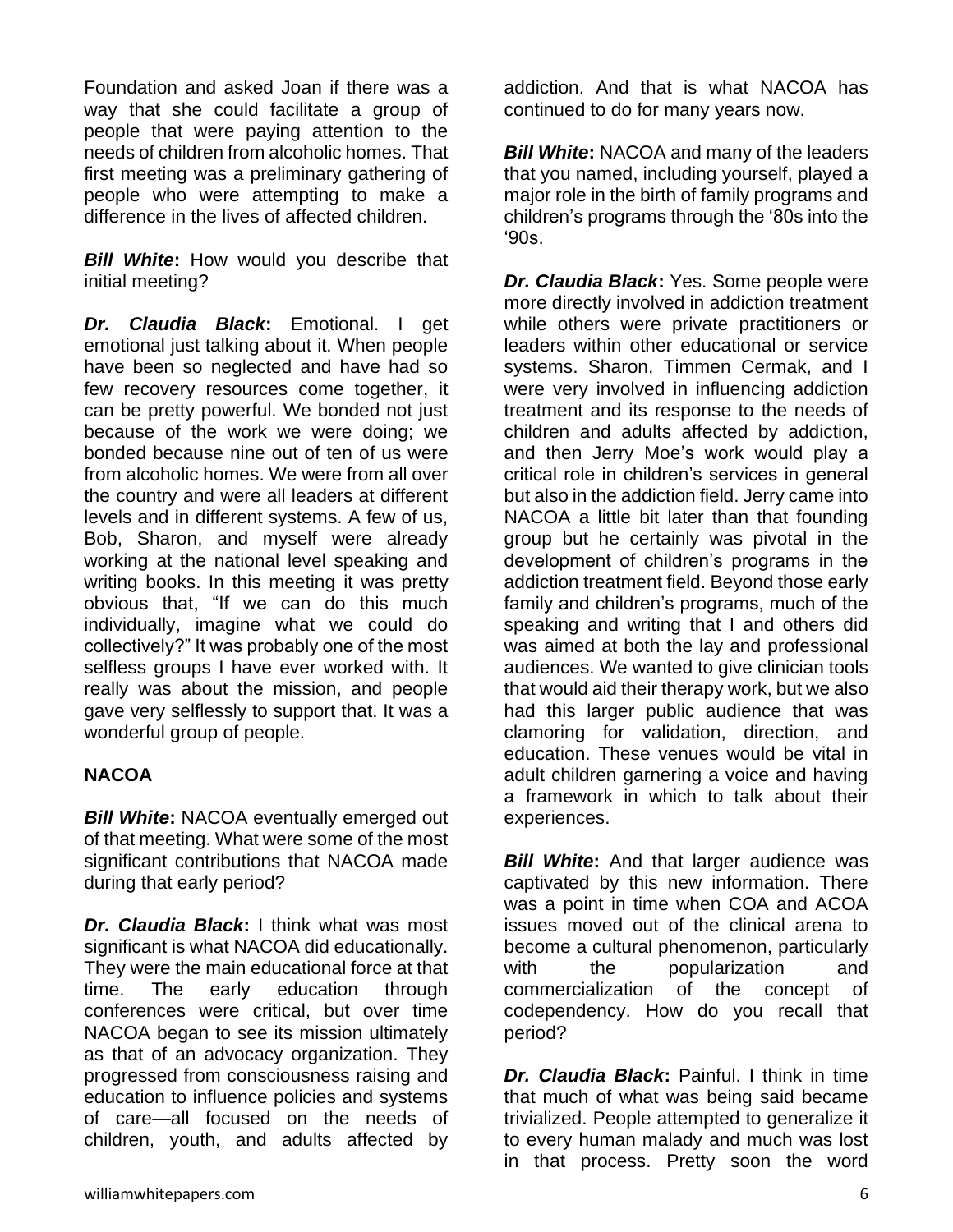Foundation and asked Joan if there was a way that she could facilitate a group of people that were paying attention to the needs of children from alcoholic homes. That first meeting was a preliminary gathering of people who were attempting to make a difference in the lives of affected children.

***Bill White*:** How would you describe that initial meeting?

***Dr. Claudia Black*:** Emotional. I get emotional just talking about it. When people have been so neglected and have had so few recovery resources come together, it can be pretty powerful. We bonded not just because of the work we were doing; we bonded because nine out of ten of us were from alcoholic homes. We were from all over the country and were all leaders at different levels and in different systems. A few of us, Bob, Sharon, and myself were already working at the national level speaking and writing books. In this meeting it was pretty obvious that, "If we can do this much individually, imagine what we could do collectively?" It was probably one of the most selfless groups I have ever worked with. It really was about the mission, and people gave very selflessly to support that. It was a wonderful group of people.

**NACOA**

***Bill White*:** NACOA eventually emerged out of that meeting. What were some of the most significant contributions that NACOA made during that early period?

***Dr. Claudia Black*:** I think what was most significant is what NACOA did educationally. They were the main educational force at that time. The early education through conferences were critical, but over time NACOA began to see its mission ultimately as that of an advocacy organization. They progressed from consciousness raising and education to influence policies and systems of care—all focused on the needs of children, youth, and adults affected by addiction. And that is what NACOA has continued to do for many years now.

***Bill White*:** NACOA and many of the leaders that you named, including yourself, played a major role in the birth of family programs and children's programs through the '80s into the '90s.

***Dr. Claudia Black*:** Yes. Some people were more directly involved in addiction treatment while others were private practitioners or leaders within other educational or service systems. Sharon, Timmen Cermak, and I were very involved in influencing addiction treatment and its response to the needs of children and adults affected by addiction, and then Jerry Moe's work would play a critical role in children's services in general but also in the addiction field. Jerry came into NACOA a little bit later than that founding group but he certainly was pivotal in the development of children's programs in the addiction treatment field. Beyond those early family and children's programs, much of the speaking and writing that I and others did was aimed at both the lay and professional audiences. We wanted to give clinician tools that would aid their therapy work, but we also had this larger public audience that was clamoring for validation, direction, and education. These venues would be vital in adult children garnering a voice and having a framework in which to talk about their experiences.

***Bill White*:** And that larger audience was captivated by this new information. There was a point in time when COA and ACOA issues moved out of the clinical arena to become a cultural phenomenon, particularly with the popularization and commercialization of the concept of codependency. How do you recall that period?

***Dr. Claudia Black*:** Painful. I think in time that much of what was being said became trivialized. People attempted to generalize it to every human malady and much was lost in that process. Pretty soon the word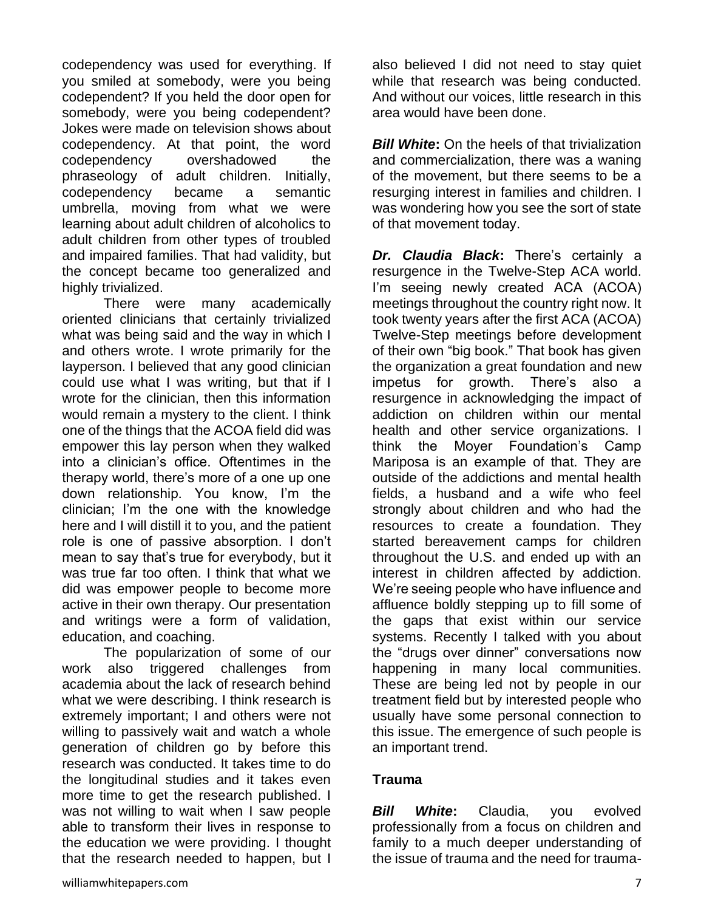codependency was used for everything. If you smiled at somebody, were you being codependent? If you held the door open for somebody, were you being codependent? Jokes were made on television shows about codependency. At that point, the word codependency overshadowed the phraseology of adult children. Initially, codependency became a semantic umbrella, moving from what we were learning about adult children of alcoholics to adult children from other types of troubled and impaired families. That had validity, but the concept became too generalized and highly trivialized.

There were many academically oriented clinicians that certainly trivialized what was being said and the way in which I and others wrote. I wrote primarily for the layperson. I believed that any good clinician could use what I was writing, but that if I wrote for the clinician, then this information would remain a mystery to the client. I think one of the things that the ACOA field did was empower this lay person when they walked into a clinician's office. Oftentimes in the therapy world, there's more of a one up one down relationship. You know, I'm the clinician; I'm the one with the knowledge here and I will distill it to you, and the patient role is one of passive absorption. I don't mean to say that's true for everybody, but it was true far too often. I think that what we did was empower people to become more active in their own therapy. Our presentation and writings were a form of validation, education, and coaching.

The popularization of some of our work also triggered challenges from academia about the lack of research behind what we were describing. I think research is extremely important; I and others were not willing to passively wait and watch a whole generation of children go by before this research was conducted. It takes time to do the longitudinal studies and it takes even more time to get the research published. I was not willing to wait when I saw people able to transform their lives in response to the education we were providing. I thought that the research needed to happen, but I also believed I did not need to stay quiet while that research was being conducted. And without our voices, little research in this area would have been done.

***Bill White*:** On the heels of that trivialization and commercialization, there was a waning of the movement, but there seems to be a resurging interest in families and children. I was wondering how you see the sort of state of that movement today.

***Dr. Claudia Black*:** There's certainly a resurgence in the Twelve-Step ACA world. I'm seeing newly created ACA (ACOA) meetings throughout the country right now. It took twenty years after the first ACA (ACOA) Twelve-Step meetings before development of their own "big book." That book has given the organization a great foundation and new impetus for growth. There's also a resurgence in acknowledging the impact of addiction on children within our mental health and other service organizations. I think the Moyer Foundation's Camp Mariposa is an example of that. They are outside of the addictions and mental health fields, a husband and a wife who feel strongly about children and who had the resources to create a foundation. They started bereavement camps for children throughout the U.S. and ended up with an interest in children affected by addiction. We're seeing people who have influence and affluence boldly stepping up to fill some of the gaps that exist within our service systems. Recently I talked with you about the "drugs over dinner" conversations now happening in many local communities. These are being led not by people in our treatment field but by interested people who usually have some personal connection to this issue. The emergence of such people is an important trend.

## Trauma

***Bill White*:** Claudia, you evolved professionally from a focus on children and family to a much deeper understanding of the issue of trauma and the need for trauma-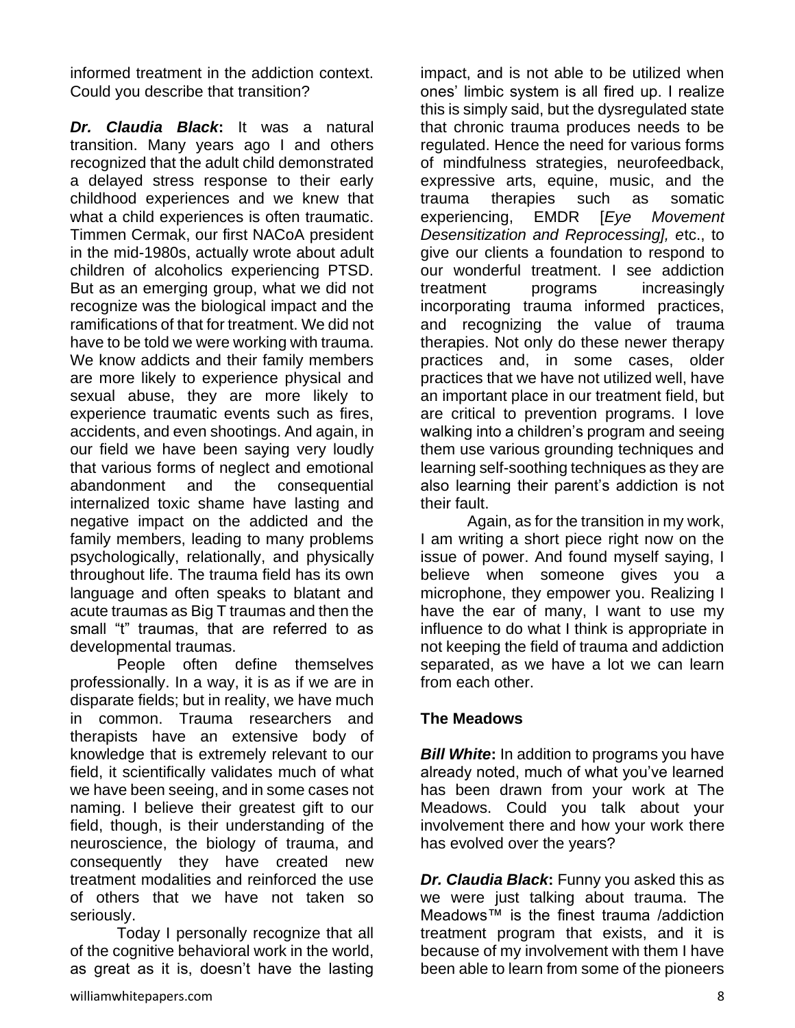informed treatment in the addiction context. Could you describe that transition?

***Dr. Claudia Black*:** It was a natural transition. Many years ago I and others recognized that the adult child demonstrated a delayed stress response to their early childhood experiences and we knew that what a child experiences is often traumatic. Timmen Cermak, our first NACoA president in the mid-1980s, actually wrote about adult children of alcoholics experiencing PTSD. But as an emerging group, what we did not recognize was the biological impact and the ramifications of that for treatment. We did not have to be told we were working with trauma. We know addicts and their family members are more likely to experience physical and sexual abuse, they are more likely to experience traumatic events such as fires, accidents, and even shootings. And again, in our field we have been saying very loudly that various forms of neglect and emotional abandonment and the consequential internalized toxic shame have lasting and negative impact on the addicted and the family members, leading to many problems psychologically, relationally, and physically throughout life. The trauma field has its own language and often speaks to blatant and acute traumas as Big T traumas and then the small "t" traumas, that are referred to as developmental traumas.

People often define themselves professionally. In a way, it is as if we are in disparate fields; but in reality, we have much in common. Trauma researchers and therapists have an extensive body of knowledge that is extremely relevant to our field, it scientifically validates much of what we have been seeing, and in some cases not naming. I believe their greatest gift to our field, though, is their understanding of the neuroscience, the biology of trauma, and consequently they have created new treatment modalities and reinforced the use of others that we have not taken so seriously.

Today I personally recognize that all of the cognitive behavioral work in the world, as great as it is, doesn't have the lasting impact, and is not able to be utilized when ones' limbic system is all fired up. I realize this is simply said, but the dysregulated state that chronic trauma produces needs to be regulated. Hence the need for various forms of mindfulness strategies, neurofeedback, expressive arts, equine, music, and the trauma therapies such as somatic experiencing, EMDR [*Eye Movement Desensitization and Reprocessing],* etc., to give our clients a foundation to respond to our wonderful treatment. I see addiction treatment programs increasingly incorporating trauma informed practices, and recognizing the value of trauma therapies. Not only do these newer therapy practices and, in some cases, older practices that we have not utilized well, have an important place in our treatment field, but are critical to prevention programs. I love walking into a children's program and seeing them use various grounding techniques and learning self-soothing techniques as they are also learning their parent's addiction is not their fault.

Again, as for the transition in my work, I am writing a short piece right now on the issue of power. And found myself saying, I believe when someone gives you a microphone, they empower you. Realizing I have the ear of many, I want to use my influence to do what I think is appropriate in not keeping the field of trauma and addiction separated, as we have a lot we can learn from each other.

## The Meadows

***Bill White*:** In addition to programs you have already noted, much of what you've learned has been drawn from your work at The Meadows. Could you talk about your involvement there and how your work there has evolved over the years?

***Dr. Claudia Black*:** Funny you asked this as we were just talking about trauma. The Meadows™ is the finest trauma /addiction treatment program that exists, and it is because of my involvement with them I have been able to learn from some of the pioneers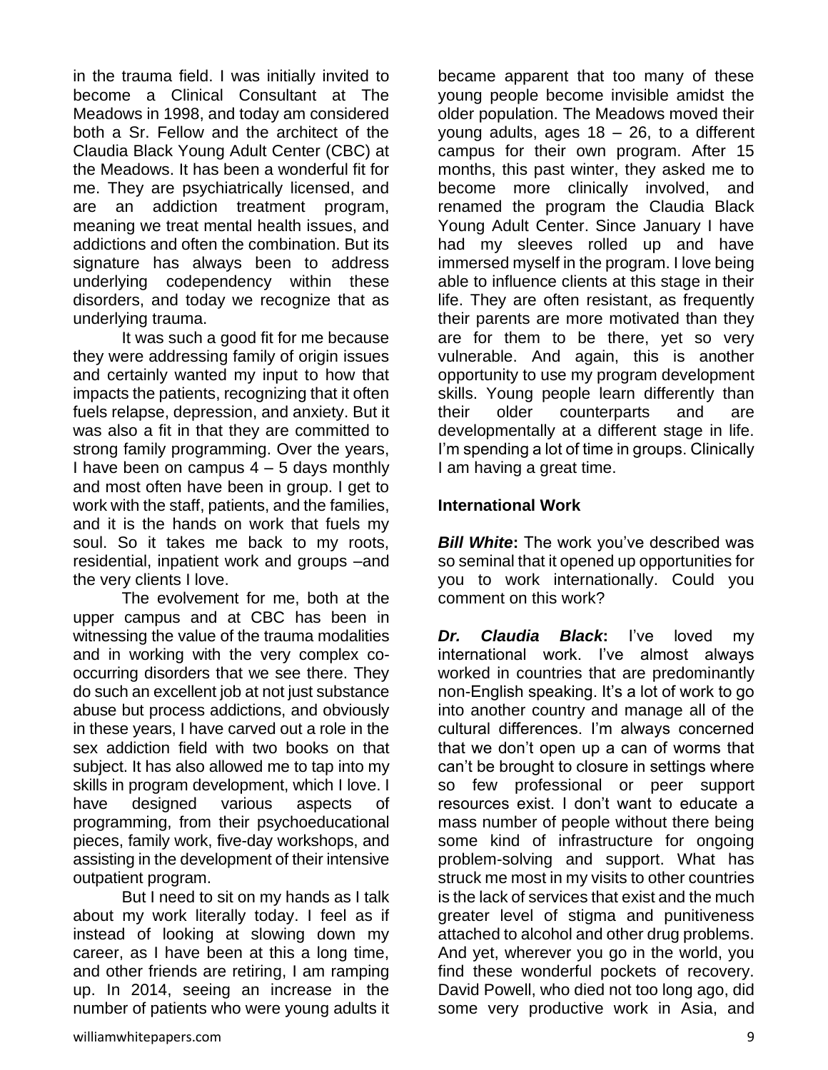in the trauma field. I was initially invited to become a Clinical Consultant at The Meadows in 1998, and today am considered both a Sr. Fellow and the architect of the Claudia Black Young Adult Center (CBC) at the Meadows. It has been a wonderful fit for me. They are psychiatrically licensed, and are an addiction treatment program, meaning we treat mental health issues, and addictions and often the combination. But its signature has always been to address underlying codependency within these disorders, and today we recognize that as underlying trauma.

It was such a good fit for me because they were addressing family of origin issues and certainly wanted my input to how that impacts the patients, recognizing that it often fuels relapse, depression, and anxiety. But it was also a fit in that they are committed to strong family programming. Over the years, I have been on campus 4 – 5 days monthly and most often have been in group. I get to work with the staff, patients, and the families, and it is the hands on work that fuels my soul. So it takes me back to my roots, residential, inpatient work and groups –and the very clients I love.

The evolvement for me, both at the upper campus and at CBC has been in witnessing the value of the trauma modalities and in working with the very complex co-occurring disorders that we see there. They do such an excellent job at not just substance abuse but process addictions, and obviously in these years, I have carved out a role in the sex addiction field with two books on that subject. It has also allowed me to tap into my skills in program development, which I love. I have designed various aspects of programming, from their psychoeducational pieces, family work, five-day workshops, and assisting in the development of their intensive outpatient program.

But I need to sit on my hands as I talk about my work literally today. I feel as if instead of looking at slowing down my career, as I have been at this a long time, and other friends are retiring, I am ramping up. In 2014, seeing an increase in the number of patients who were young adults it became apparent that too many of these young people become invisible amidst the older population. The Meadows moved their young adults, ages 18 – 26, to a different campus for their own program. After 15 months, this past winter, they asked me to become more clinically involved, and renamed the program the Claudia Black Young Adult Center. Since January I have had my sleeves rolled up and have immersed myself in the program. I love being able to influence clients at this stage in their life. They are often resistant, as frequently their parents are more motivated than they are for them to be there, yet so very vulnerable. And again, this is another opportunity to use my program development skills. Young people learn differently than their older counterparts and are developmentally at a different stage in life. I'm spending a lot of time in groups. Clinically I am having a great time.

**International Work**

***Bill White*:** The work you've described was so seminal that it opened up opportunities for you to work internationally. Could you comment on this work?

***Dr. Claudia Black*:** I've loved my international work. I've almost always worked in countries that are predominantly non-English speaking. It's a lot of work to go into another country and manage all of the cultural differences. I'm always concerned that we don't open up a can of worms that can't be brought to closure in settings where so few professional or peer support resources exist. I don't want to educate a mass number of people without there being some kind of infrastructure for ongoing problem-solving and support. What has struck me most in my visits to other countries is the lack of services that exist and the much greater level of stigma and punitiveness attached to alcohol and other drug problems. And yet, wherever you go in the world, you find these wonderful pockets of recovery. David Powell, who died not too long ago, did some very productive work in Asia, and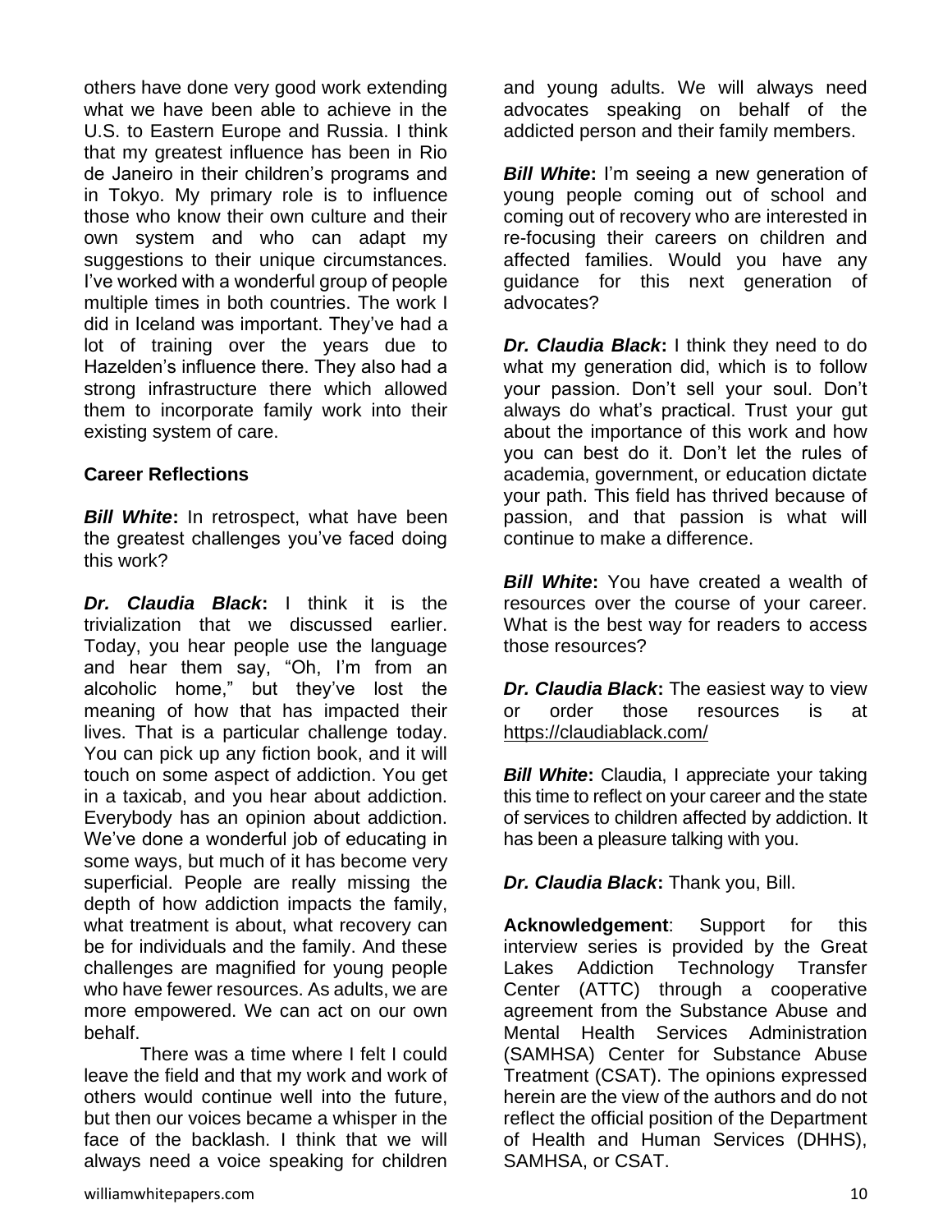others have done very good work extending what we have been able to achieve in the U.S. to Eastern Europe and Russia. I think that my greatest influence has been in Rio de Janeiro in their children's programs and in Tokyo. My primary role is to influence those who know their own culture and their own system and who can adapt my suggestions to their unique circumstances. I've worked with a wonderful group of people multiple times in both countries. The work I did in Iceland was important. They've had a lot of training over the years due to Hazelden's influence there. They also had a strong infrastructure there which allowed them to incorporate family work into their existing system of care.

**Career Reflections**

***Bill White*:** In retrospect, what have been the greatest challenges you've faced doing this work?

***Dr. Claudia Black*:** I think it is the trivialization that we discussed earlier. Today, you hear people use the language and hear them say, "Oh, I'm from an alcoholic home," but they've lost the meaning of how that has impacted their lives. That is a particular challenge today. You can pick up any fiction book, and it will touch on some aspect of addiction. You get in a taxicab, and you hear about addiction. Everybody has an opinion about addiction. We've done a wonderful job of educating in some ways, but much of it has become very superficial. People are really missing the depth of how addiction impacts the family, what treatment is about, what recovery can be for individuals and the family. And these challenges are magnified for young people who have fewer resources. As adults, we are more empowered. We can act on our own behalf.

There was a time where I felt I could leave the field and that my work and work of others would continue well into the future, but then our voices became a whisper in the face of the backlash. I think that we will always need a voice speaking for children and young adults. We will always need advocates speaking on behalf of the addicted person and their family members.

***Bill White*:** I'm seeing a new generation of young people coming out of school and coming out of recovery who are interested in re-focusing their careers on children and affected families. Would you have any guidance for this next generation of advocates?

***Dr. Claudia Black*:** I think they need to do what my generation did, which is to follow your passion. Don't sell your soul. Don't always do what's practical. Trust your gut about the importance of this work and how you can best do it. Don't let the rules of academia, government, or education dictate your path. This field has thrived because of passion, and that passion is what will continue to make a difference.

***Bill White*:** You have created a wealth of resources over the course of your career. What is the best way for readers to access those resources?

***Dr. Claudia Black*:** The easiest way to view or order those resources is at https://claudiablack.com/

***Bill White*:** Claudia, I appreciate your taking this time to reflect on your career and the state of services to children affected by addiction. It has been a pleasure talking with you.

***Dr. Claudia Black*:** Thank you, Bill.

**Acknowledgement**: Support for this interview series is provided by the Great Lakes Addiction Technology Transfer Center (ATTC) through a cooperative agreement from the Substance Abuse and Mental Health Services Administration (SAMHSA) Center for Substance Abuse Treatment (CSAT). The opinions expressed herein are the view of the authors and do not reflect the official position of the Department of Health and Human Services (DHHS), SAMHSA, or CSAT.